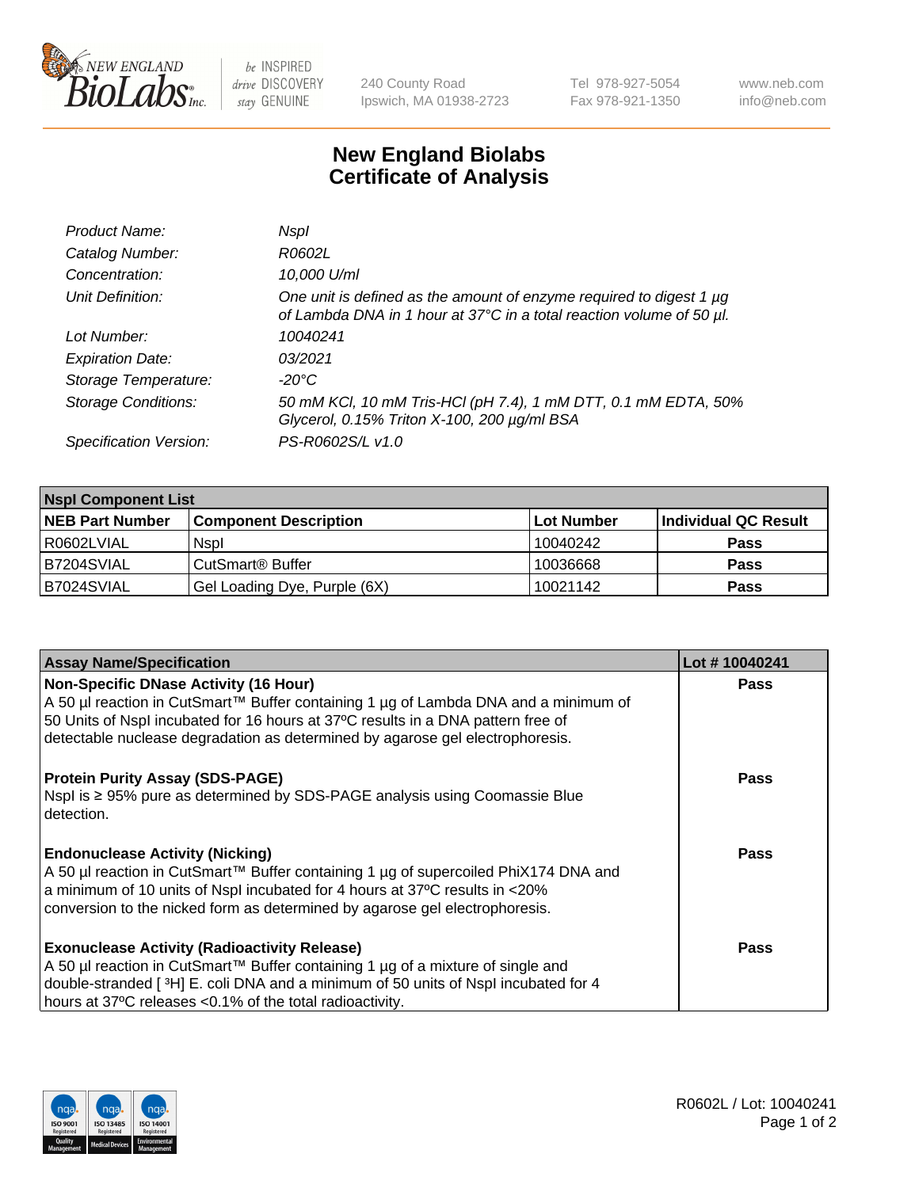# New England Biolabs Certificate of Analysis

| | |
|---|---|
| *Product Name:* | *NspI* |
| *Catalog Number:* | *R0602L* |
| *Concentration:* | *10,000 U/ml* |
| *Unit Definition:* | *One unit is defined as the amount of enzyme required to digest 1 µg of Lambda DNA in 1 hour at 37°C in a total reaction volume of 50 µl.* |
| *Lot Number:* | *10040241* |
| *Expiration Date:* | *03/2021* |
| *Storage Temperature:* | *-20°C* |
| *Storage Conditions:* | *50 mM KCl, 10 mM Tris-HCl (pH 7.4), 1 mM DTT, 0.1 mM EDTA, 50% Glycerol, 0.15% Triton X-100, 200 µg/ml BSA* |
| *Specification Version:* | *PS-R0602S/L v1.0* |

| **NspI Component List** | | | |
|---|---|---|---|
| **NEB Part Number** | **Component Description** | **Lot Number** | **Individual QC Result** |
| R0602LVIAL | NspI | 10040242 | **Pass** |
| B7204SVIAL | CutSmart® Buffer | 10036668 | **Pass** |
| B7024SVIAL | Gel Loading Dye, Purple (6X) | 10021142 | **Pass** |

| **Assay Name/Specification** | **Lot # 10040241** |
|---|---|
| **Non-Specific DNase Activity (16 Hour)** A 50 µl reaction in CutSmart™ Buffer containing 1 µg of Lambda DNA and a minimum of 50 Units of NspI incubated for 16 hours at 37ºC results in a DNA pattern free of detectable nuclease degradation as determined by agarose gel electrophoresis. | **Pass** |
| **Protein Purity Assay (SDS-PAGE)** NspI is ≥ 95% pure as determined by SDS-PAGE analysis using Coomassie Blue detection. | **Pass** |
| **Endonuclease Activity (Nicking)** A 50 µl reaction in CutSmart™ Buffer containing 1 µg of supercoiled PhiX174 DNA and a minimum of 10 units of NspI incubated for 4 hours at 37ºC results in <20% conversion to the nicked form as determined by agarose gel electrophoresis. | **Pass** |
| **Exonuclease Activity (Radioactivity Release)** A 50 µl reaction in CutSmart™ Buffer containing 1 µg of a mixture of single and double-stranded [ $^{3}$H] E. coli DNA and a minimum of 50 units of NspI incubated for 4 hours at 37ºC releases <0.1% of the total radioactivity. | **Pass** |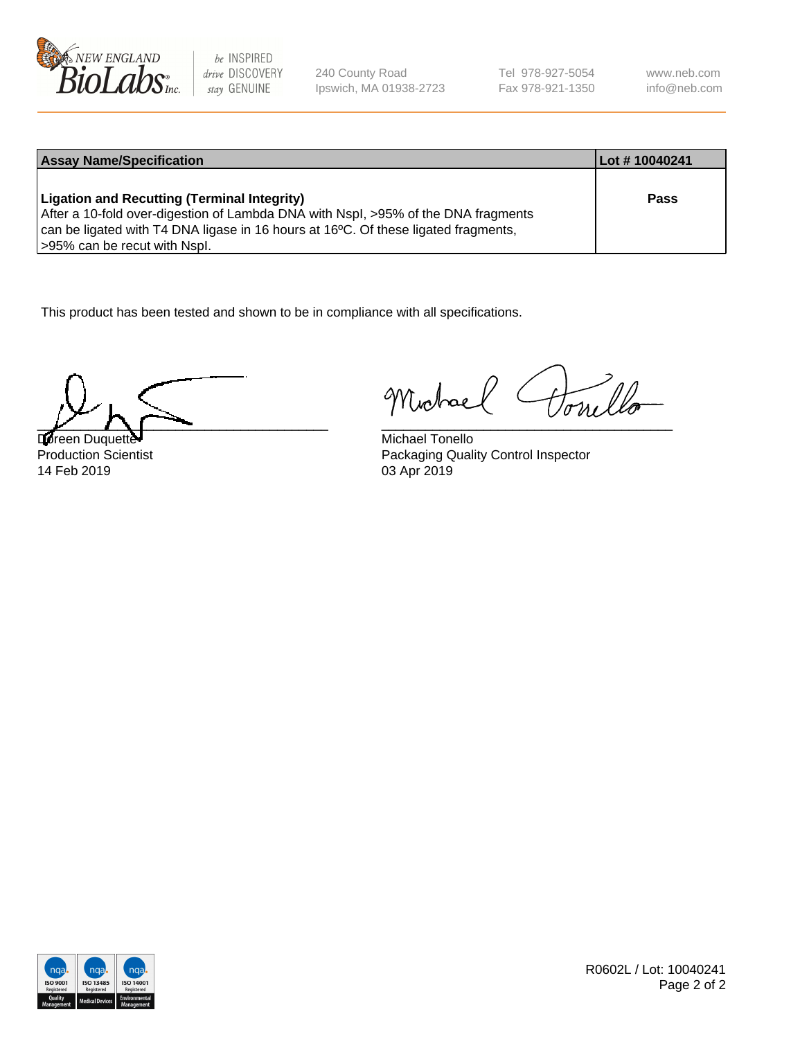| Assay Name/Specification | Lot # 10040241 |
|---|---|
| **Ligation and Recutting (Terminal Integrity)** After a 10-fold over-digestion of Lambda DNA with NspI, >95% of the DNA fragments can be ligated with T4 DNA ligase in 16 hours at 16ºC. Of these ligated fragments, >95% can be recut with NspI. | **Pass** |

This product has been tested and shown to be in compliance with all specifications.

Doreen Duquette
Production Scientist
14 Feb 2019

Michael Tonello
Packaging Quality Control Inspector
03 Apr 2019

R0602L / Lot: 10040241